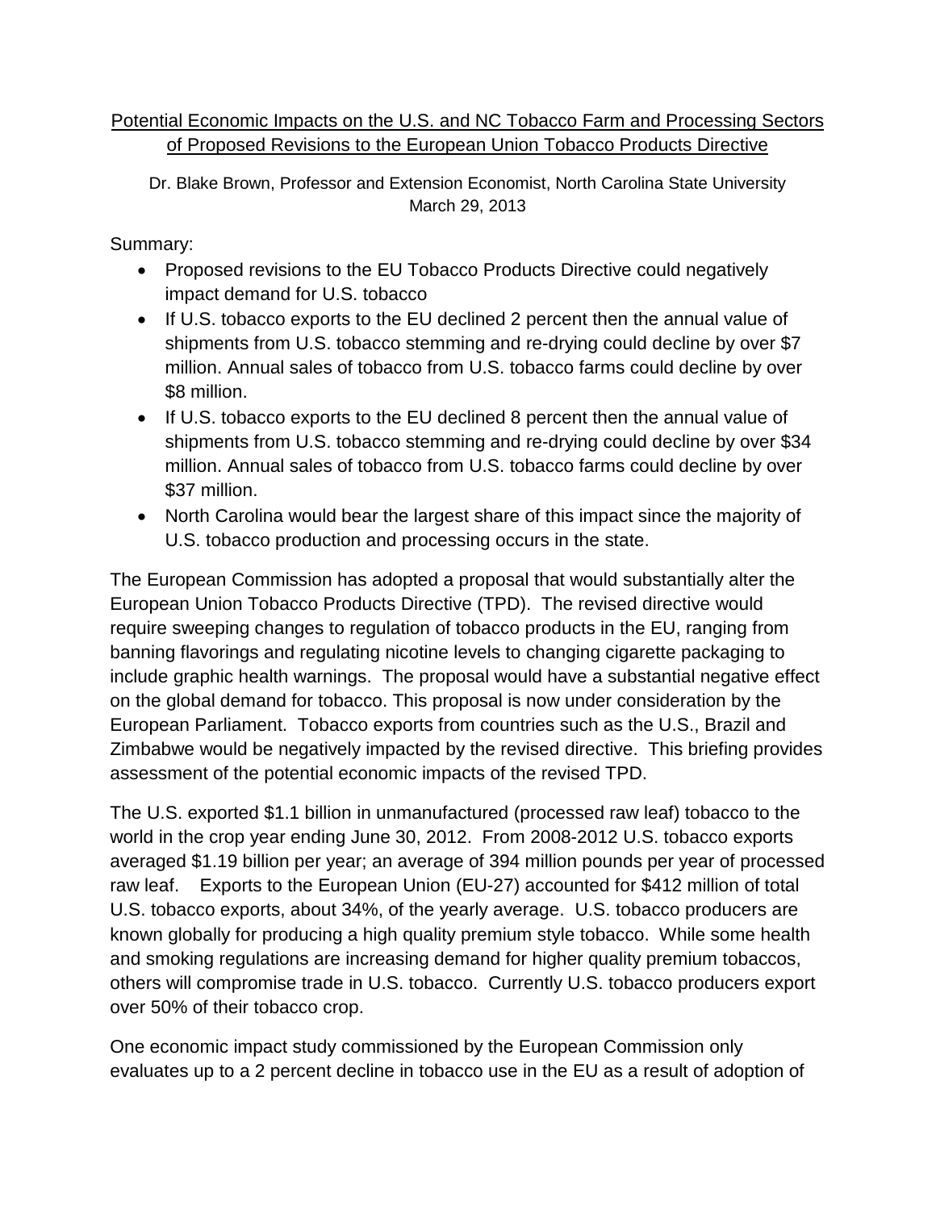# Potential Economic Impacts on the U.S. and NC Tobacco Farm and Processing Sectors of Proposed Revisions to the European Union Tobacco Products Directive

Dr. Blake Brown, Professor and Extension Economist, North Carolina State University
March 29, 2013

Summary:

- Proposed revisions to the EU Tobacco Products Directive could negatively impact demand for U.S. tobacco
- If U.S. tobacco exports to the EU declined 2 percent then the annual value of shipments from U.S. tobacco stemming and re-drying could decline by over $7 million. Annual sales of tobacco from U.S. tobacco farms could decline by over $8 million.
- If U.S. tobacco exports to the EU declined 8 percent then the annual value of shipments from U.S. tobacco stemming and re-drying could decline by over $34 million. Annual sales of tobacco from U.S. tobacco farms could decline by over $37 million.
- North Carolina would bear the largest share of this impact since the majority of U.S. tobacco production and processing occurs in the state.

The European Commission has adopted a proposal that would substantially alter the European Union Tobacco Products Directive (TPD). The revised directive would require sweeping changes to regulation of tobacco products in the EU, ranging from banning flavorings and regulating nicotine levels to changing cigarette packaging to include graphic health warnings. The proposal would have a substantial negative effect on the global demand for tobacco. This proposal is now under consideration by the European Parliament. Tobacco exports from countries such as the U.S., Brazil and Zimbabwe would be negatively impacted by the revised directive. This briefing provides assessment of the potential economic impacts of the revised TPD.

The U.S. exported $1.1 billion in unmanufactured (processed raw leaf) tobacco to the world in the crop year ending June 30, 2012. From 2008-2012 U.S. tobacco exports averaged $1.19 billion per year; an average of 394 million pounds per year of processed raw leaf. Exports to the European Union (EU-27) accounted for $412 million of total U.S. tobacco exports, about 34%, of the yearly average. U.S. tobacco producers are known globally for producing a high quality premium style tobacco. While some health and smoking regulations are increasing demand for higher quality premium tobaccos, others will compromise trade in U.S. tobacco. Currently U.S. tobacco producers export over 50% of their tobacco crop.

One economic impact study commissioned by the European Commission only evaluates up to a 2 percent decline in tobacco use in the EU as a result of adoption of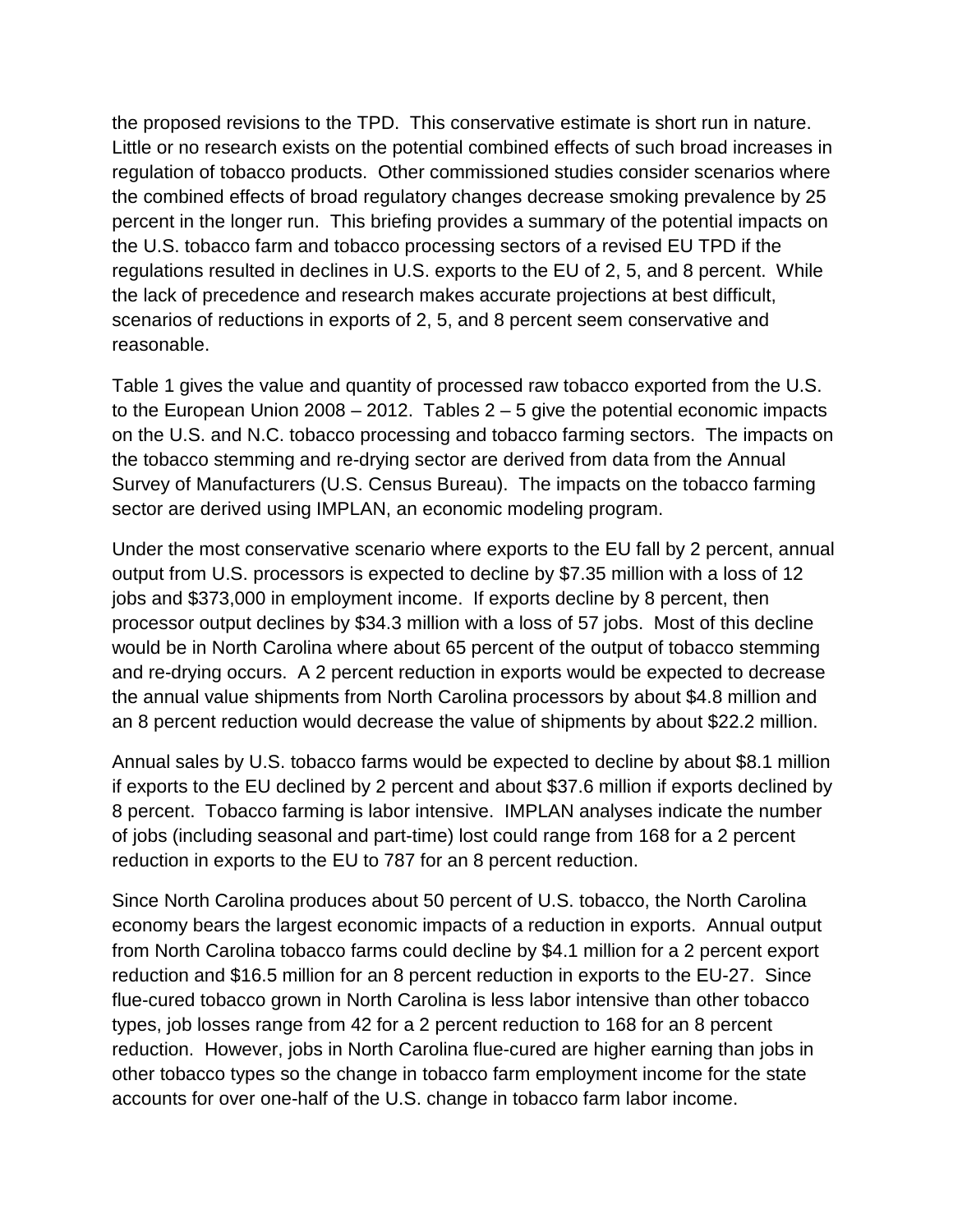the proposed revisions to the TPD. This conservative estimate is short run in nature. Little or no research exists on the potential combined effects of such broad increases in regulation of tobacco products. Other commissioned studies consider scenarios where the combined effects of broad regulatory changes decrease smoking prevalence by 25 percent in the longer run. This briefing provides a summary of the potential impacts on the U.S. tobacco farm and tobacco processing sectors of a revised EU TPD if the regulations resulted in declines in U.S. exports to the EU of 2, 5, and 8 percent. While the lack of precedence and research makes accurate projections at best difficult, scenarios of reductions in exports of 2, 5, and 8 percent seem conservative and reasonable.

Table 1 gives the value and quantity of processed raw tobacco exported from the U.S. to the European Union 2008 – 2012. Tables 2 – 5 give the potential economic impacts on the U.S. and N.C. tobacco processing and tobacco farming sectors. The impacts on the tobacco stemming and re-drying sector are derived from data from the Annual Survey of Manufacturers (U.S. Census Bureau). The impacts on the tobacco farming sector are derived using IMPLAN, an economic modeling program.

Under the most conservative scenario where exports to the EU fall by 2 percent, annual output from U.S. processors is expected to decline by $7.35 million with a loss of 12 jobs and $373,000 in employment income. If exports decline by 8 percent, then processor output declines by $34.3 million with a loss of 57 jobs. Most of this decline would be in North Carolina where about 65 percent of the output of tobacco stemming and re-drying occurs. A 2 percent reduction in exports would be expected to decrease the annual value shipments from North Carolina processors by about $4.8 million and an 8 percent reduction would decrease the value of shipments by about $22.2 million.

Annual sales by U.S. tobacco farms would be expected to decline by about $8.1 million if exports to the EU declined by 2 percent and about $37.6 million if exports declined by 8 percent. Tobacco farming is labor intensive. IMPLAN analyses indicate the number of jobs (including seasonal and part-time) lost could range from 168 for a 2 percent reduction in exports to the EU to 787 for an 8 percent reduction.

Since North Carolina produces about 50 percent of U.S. tobacco, the North Carolina economy bears the largest economic impacts of a reduction in exports. Annual output from North Carolina tobacco farms could decline by $4.1 million for a 2 percent export reduction and $16.5 million for an 8 percent reduction in exports to the EU-27. Since flue-cured tobacco grown in North Carolina is less labor intensive than other tobacco types, job losses range from 42 for a 2 percent reduction to 168 for an 8 percent reduction. However, jobs in North Carolina flue-cured are higher earning than jobs in other tobacco types so the change in tobacco farm employment income for the state accounts for over one-half of the U.S. change in tobacco farm labor income.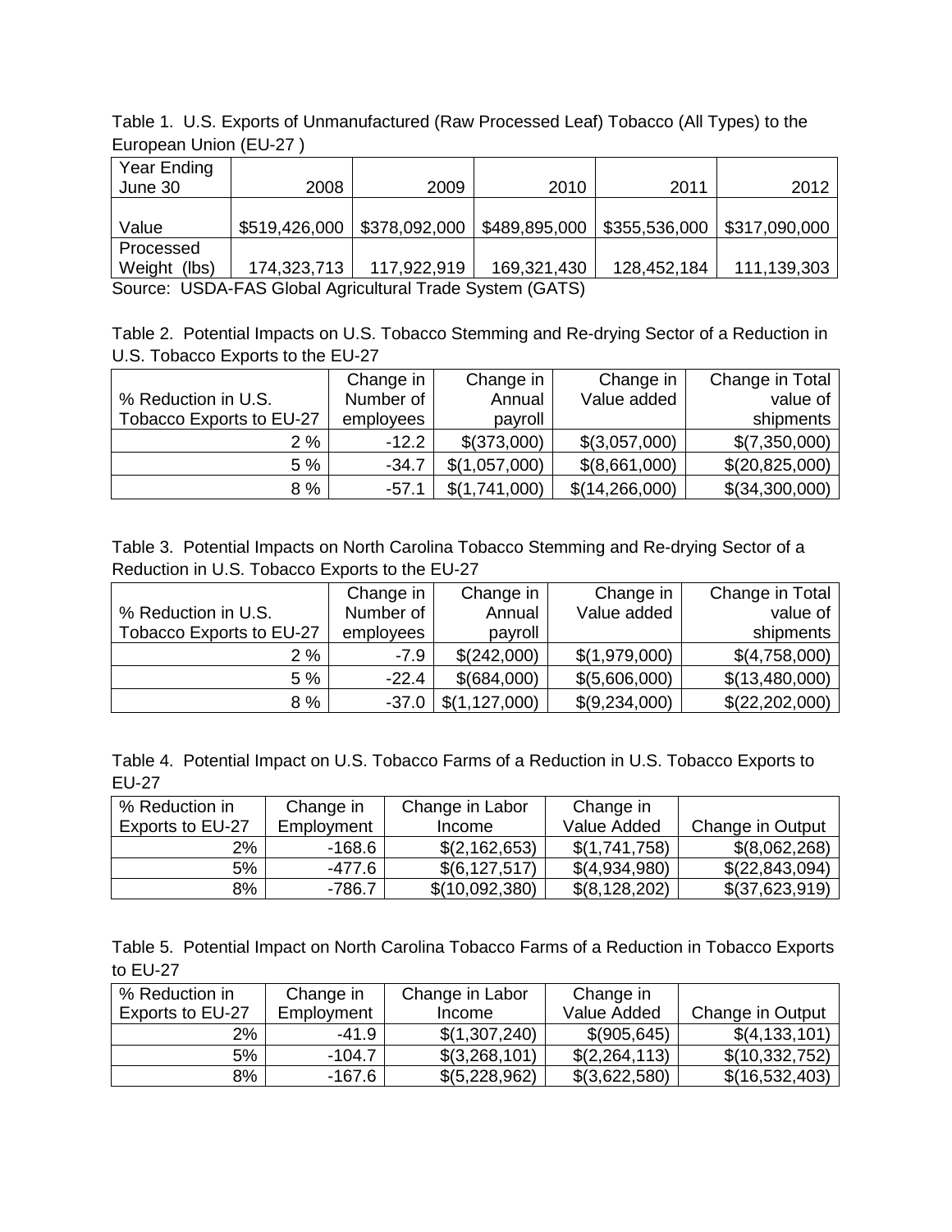Table 1. U.S. Exports of Unmanufactured (Raw Processed Leaf) Tobacco (All Types) to the European Union (EU-27 )

| Year Ending June 30 | 2008 | 2009 | 2010 | 2011 | 2012 |
|---|---|---|---|---|---|
| Value | $519,426,000 | $378,092,000 | $489,895,000 | $355,536,000 | $317,090,000 |
| Processed Weight (lbs) | 174,323,713 | 117,922,919 | 169,321,430 | 128,452,184 | 111,139,303 |

Source: USDA-FAS Global Agricultural Trade System (GATS)

Table 2. Potential Impacts on U.S. Tobacco Stemming and Re-drying Sector of a Reduction in U.S. Tobacco Exports to the EU-27

| % Reduction in U.S. Tobacco Exports to EU-27 | Change in Number of employees | Change in Annual payroll | Change in Value added | Change in Total value of shipments |
|---|---|---|---|---|
| 2 % | -12.2 | $(373,000) | $(3,057,000) | $(7,350,000) |
| 5 % | -34.7 | $(1,057,000) | $(8,661,000) | $(20,825,000) |
| 8 % | -57.1 | $(1,741,000) | $(14,266,000) | $(34,300,000) |

Table 3. Potential Impacts on North Carolina Tobacco Stemming and Re-drying Sector of a Reduction in U.S. Tobacco Exports to the EU-27

| % Reduction in U.S. Tobacco Exports to EU-27 | Change in Number of employees | Change in Annual payroll | Change in Value added | Change in Total value of shipments |
|---|---|---|---|---|
| 2 % | -7.9 | $(242,000) | $(1,979,000) | $(4,758,000) |
| 5 % | -22.4 | $(684,000) | $(5,606,000) | $(13,480,000) |
| 8 % | -37.0 | $(1,127,000) | $(9,234,000) | $(22,202,000) |

Table 4. Potential Impact on U.S. Tobacco Farms of a Reduction in U.S. Tobacco Exports to EU-27

| % Reduction in Exports to EU-27 | Change in Employment | Change in Labor Income | Change in Value Added | Change in Output |
|---|---|---|---|---|
| 2% | -168.6 | $(2,162,653) | $(1,741,758) | $(8,062,268) |
| 5% | -477.6 | $(6,127,517) | $(4,934,980) | $(22,843,094) |
| 8% | -786.7 | $(10,092,380) | $(8,128,202) | $(37,623,919) |

Table 5. Potential Impact on North Carolina Tobacco Farms of a Reduction in Tobacco Exports to EU-27

| % Reduction in Exports to EU-27 | Change in Employment | Change in Labor Income | Change in Value Added | Change in Output |
|---|---|---|---|---|
| 2% | -41.9 | $(1,307,240) | $(905,645) | $(4,133,101) |
| 5% | -104.7 | $(3,268,101) | $(2,264,113) | $(10,332,752) |
| 8% | -167.6 | $(5,228,962) | $(3,622,580) | $(16,532,403) |